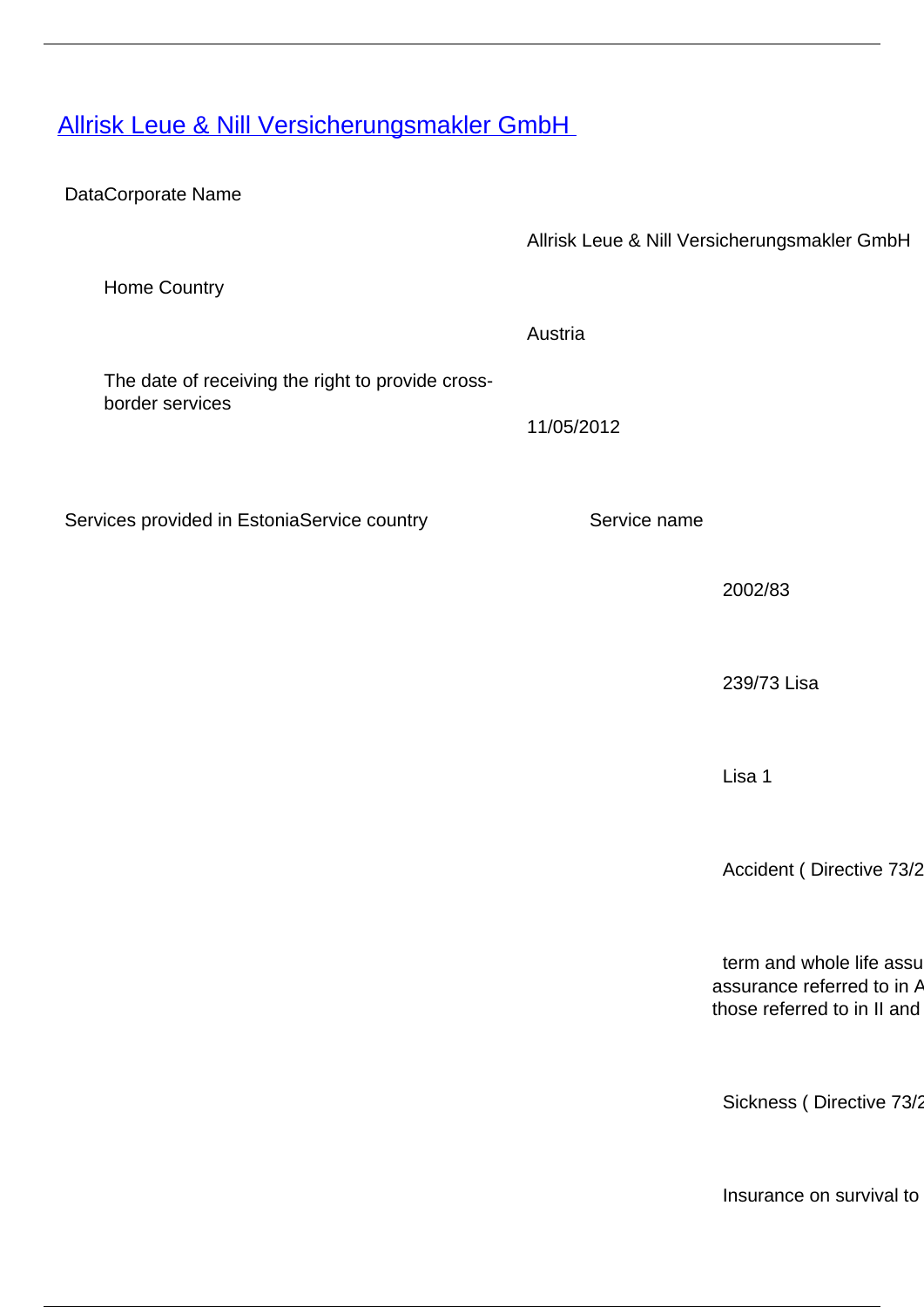# Allrisk Leue & Nill Versicherungsmakler GmbH

DataCorporate Name

| | |
|---|---|
| | Allrisk Leue & Nill Versicherungsmakler GmbH |
| Home Country | |
| | Austria |
| The date of receiving the right to provide cross-border services | |
| | 11/05/2012 |

| Services provided in EstoniaService country | Service name |
|---|---|
| | 2002/83 |
| | 239/73 Lisa |
| | Lisa 1 |
| | Accident ( Directive 73/2 |
| | term and whole life assu assurance referred to in A those referred to in II and |
| | Sickness ( Directive 73/2 |
| | Insurance on survival to |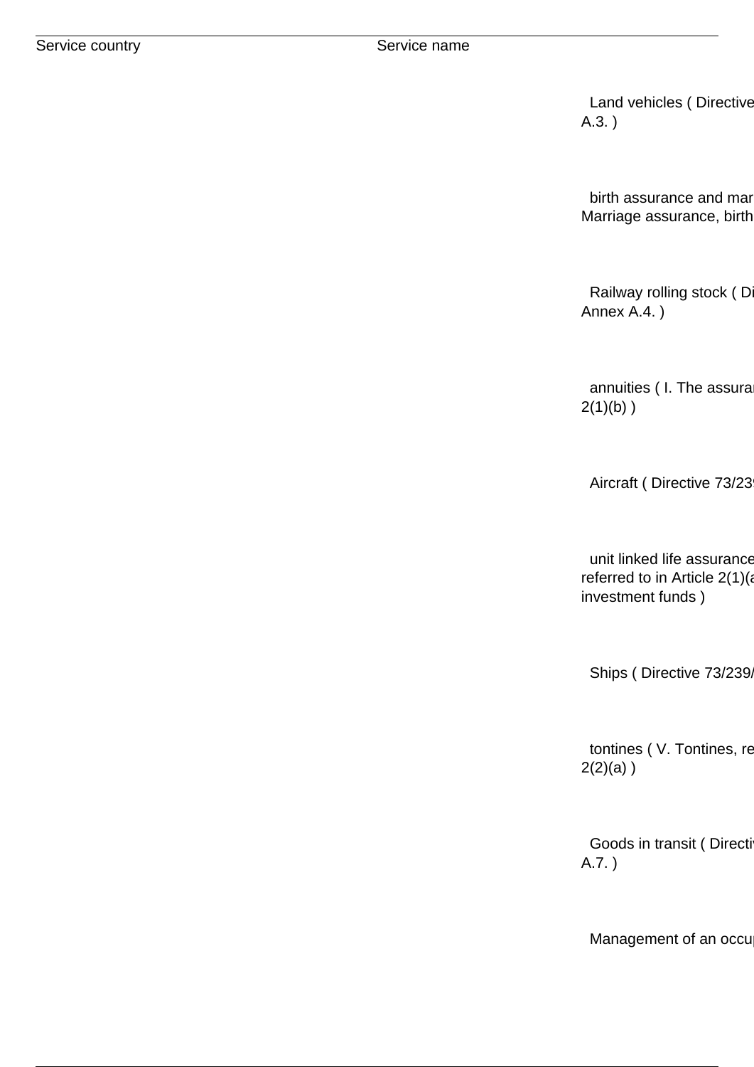| Service country | Service name | |
|---|---|---|
| | | Land vehicles ( Directive A.3. ) |
| | | birth assurance and mar Marriage assurance, birth |
| | | Railway rolling stock ( Di Annex A.4. ) |
| | | annuities ( I. The assurar 2(1)(b) ) |
| | | Aircraft ( Directive 73/23 |
| | | unit linked life assurance referred to in Article 2(1)(a investment funds ) |
| | | Ships ( Directive 73/239/ |
| | | tontines ( V. Tontines, re 2(2)(a) ) |
| | | Goods in transit ( Directi A.7. ) |
| | | Management of an occu |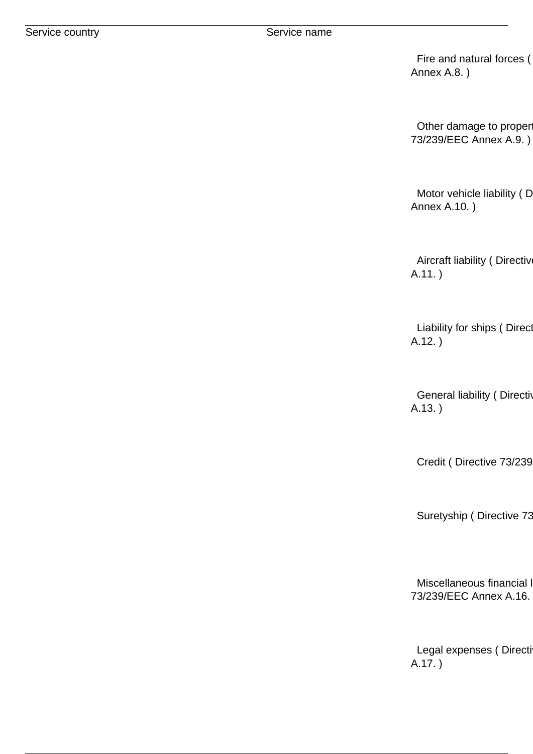| Service country | Service name |
|---|---|
| | Fire and natural forces ( Annex A.8. ) |
| | Other damage to propert 73/239/EEC Annex A.9. ) |
| | Motor vehicle liability ( D Annex A.10. ) |
| | Aircraft liability ( Directive A.11. ) |
| | Liability for ships ( Direct A.12. ) |
| | General liability ( Directiv A.13. ) |
| | Credit ( Directive 73/239 |
| | Suretyship ( Directive 73 |
| | Miscellaneous financial l 73/239/EEC Annex A.16. |
| | Legal expenses ( Directiv A.17. ) |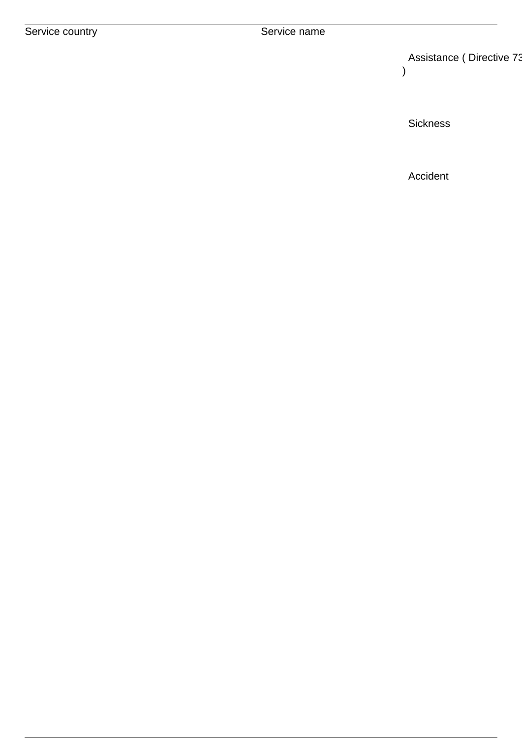| Service country | Service name | |
|---|---|---|
| | | Assistance ( Directive 73<br>) |
| | | Sickness |
| | | Accident |